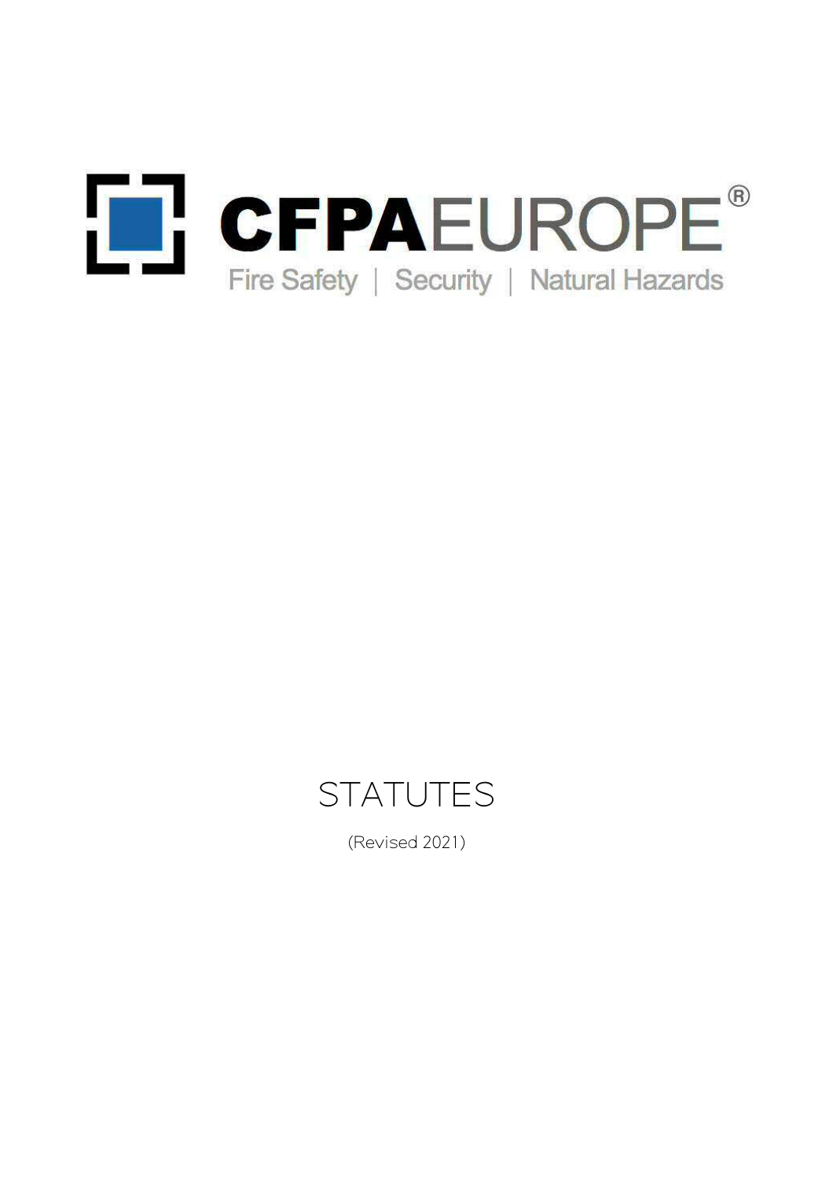CFPAEUROPE®

Fire Safety | Security | Natural Hazards

# STATUTES

(Revised 2021)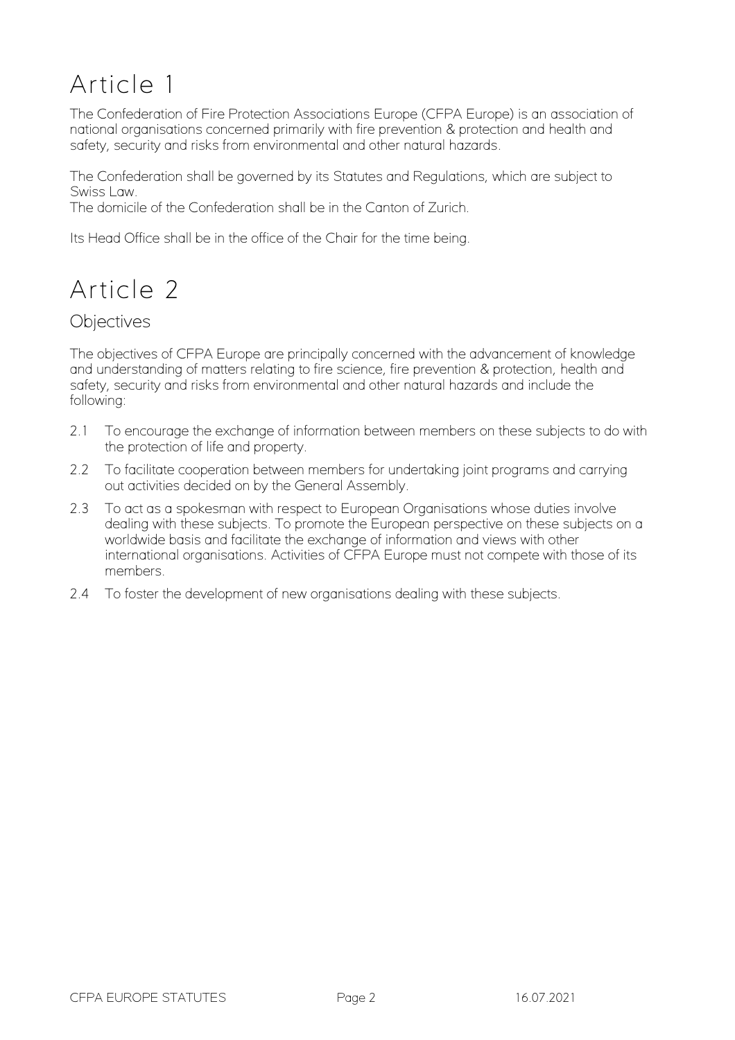# Article 1

The Confederation of Fire Protection Associations Europe (CFPA Europe) is an association of national organisations concerned primarily with fire prevention & protection and health and safety, security and risks from environmental and other natural hazards.

The Confederation shall be governed by its Statutes and Regulations, which are subject to Swiss Law.
The domicile of the Confederation shall be in the Canton of Zurich.

Its Head Office shall be in the office of the Chair for the time being.

# Article 2

## Objectives

The objectives of CFPA Europe are principally concerned with the advancement of knowledge and understanding of matters relating to fire science, fire prevention & protection, health and safety, security and risks from environmental and other natural hazards and include the following:

2.1 To encourage the exchange of information between members on these subjects to do with the protection of life and property.

2.2 To facilitate cooperation between members for undertaking joint programs and carrying out activities decided on by the General Assembly.

2.3 To act as a spokesman with respect to European Organisations whose duties involve dealing with these subjects. To promote the European perspective on these subjects on a worldwide basis and facilitate the exchange of information and views with other international organisations. Activities of CFPA Europe must not compete with those of its members.

2.4 To foster the development of new organisations dealing with these subjects.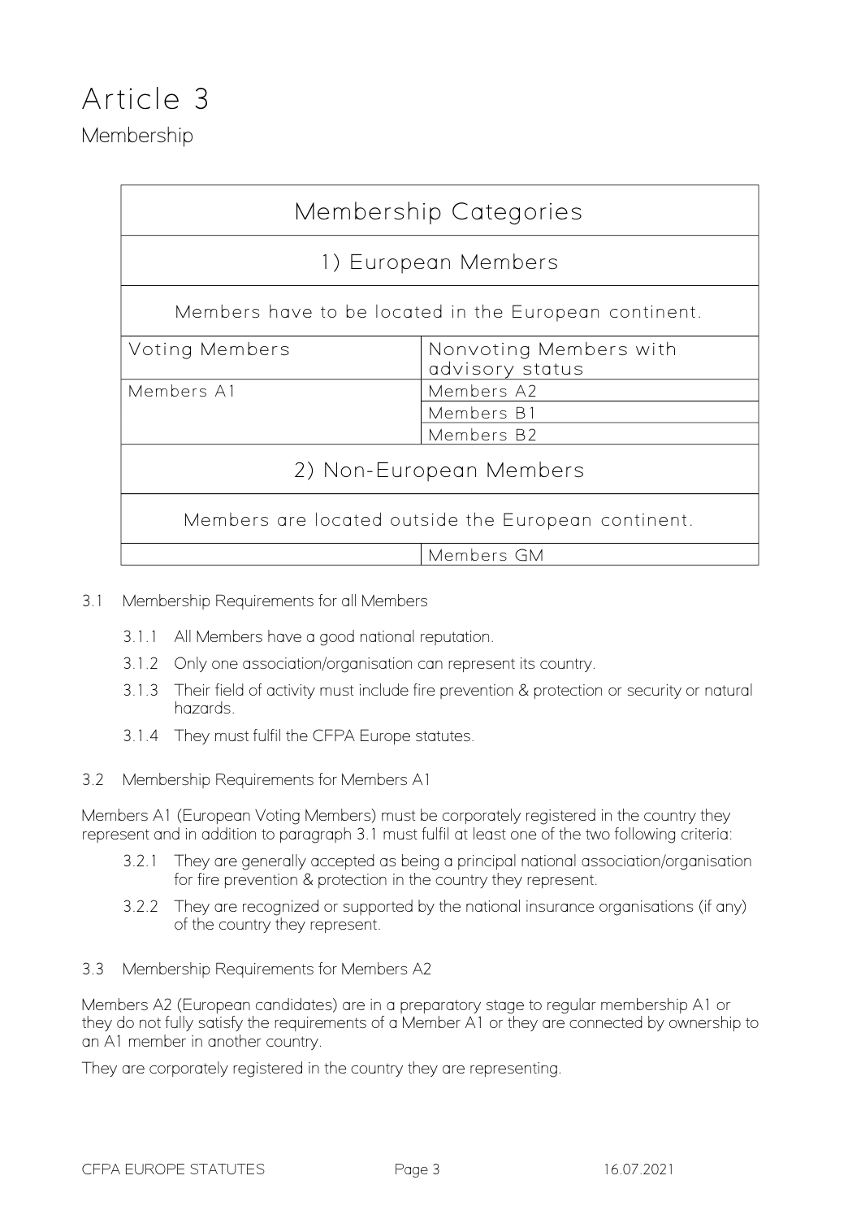# Article 3

## Membership

| Membership Categories | |
|---|---|
| 1) European Members | |
| Members have to be located in the European continent. | |
| Voting Members | Nonvoting Members with advisory status |
| Members A1 | Members A2 |
| | Members B1 |
| | Members B2 |
| 2) Non-European Members | |
| Members are located outside the European continent. | |
| | Members GM |

3.1 Membership Requirements for all Members

- 3.1.1 All Members have a good national reputation.
- 3.1.2 Only one association/organisation can represent its country.
- 3.1.3 Their field of activity must include fire prevention & protection or security or natural hazards.
- 3.1.4 They must fulfil the CFPA Europe statutes.

3.2 Membership Requirements for Members A1

Members A1 (European Voting Members) must be corporately registered in the country they represent and in addition to paragraph 3.1 must fulfil at least one of the two following criteria:

- 3.2.1 They are generally accepted as being a principal national association/organisation for fire prevention & protection in the country they represent.
- 3.2.2 They are recognized or supported by the national insurance organisations (if any) of the country they represent.

3.3 Membership Requirements for Members A2

Members A2 (European candidates) are in a preparatory stage to regular membership A1 or they do not fully satisfy the requirements of a Member A1 or they are connected by ownership to an A1 member in another country.

They are corporately registered in the country they are representing.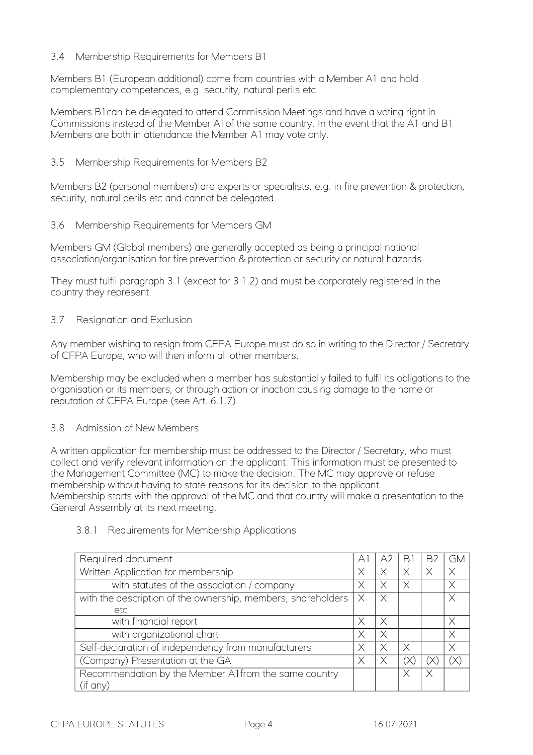### 3.4 Membership Requirements for Members B1

Members B1 (European additional) come from countries with a Member A1 and hold complementary competences, e.g. security, natural perils etc.

Members B1can be delegated to attend Commission Meetings and have a voting right in Commissions instead of the Member A1of the same country. In the event that the A1 and B1 Members are both in attendance the Member A1 may vote only.

### 3.5 Membership Requirements for Members B2

Members B2 (personal members) are experts or specialists, e.g. in fire prevention & protection, security, natural perils etc and cannot be delegated.

### 3.6 Membership Requirements for Members GM

Members GM (Global members) are generally accepted as being a principal national association/organisation for fire prevention & protection or security or natural hazards.

They must fulfil paragraph 3.1 (except for 3.1.2) and must be corporately registered in the country they represent.

### 3.7 Resignation and Exclusion

Any member wishing to resign from CFPA Europe must do so in writing to the Director / Secretary of CFPA Europe, who will then inform all other members.

Membership may be excluded when a member has substantially failed to fulfil its obligations to the organisation or its members, or through action or inaction causing damage to the name or reputation of CFPA Europe (see Art. 6.1.7).

### 3.8 Admission of New Members

A written application for membership must be addressed to the Director / Secretary, who must collect and verify relevant information on the applicant. This information must be presented to the Management Committee (MC) to make the decision. The MC may approve or refuse membership without having to state reasons for its decision to the applicant.
Membership starts with the approval of the MC and that country will make a presentation to the General Assembly at its next meeting.

#### 3.8.1 Requirements for Membership Applications

| Required document | A1 | A2 | B1 | B2 | GM |
|---|---|---|---|---|---|
| Written Application for membership | X | X | X | X | X |
| with statutes of the association / company | X | X | X | | X |
| with the description of the ownership, members, shareholders etc | X | X | | | X |
| with financial report | X | X | | | X |
| with organizational chart | X | X | | | X |
| Self-declaration of independency from manufacturers | X | X | X | | X |
| (Company) Presentation at the GA | X | X | (X) | (X) | (X) |
| Recommendation by the Member A1from the same country (if any) | | | X | X | |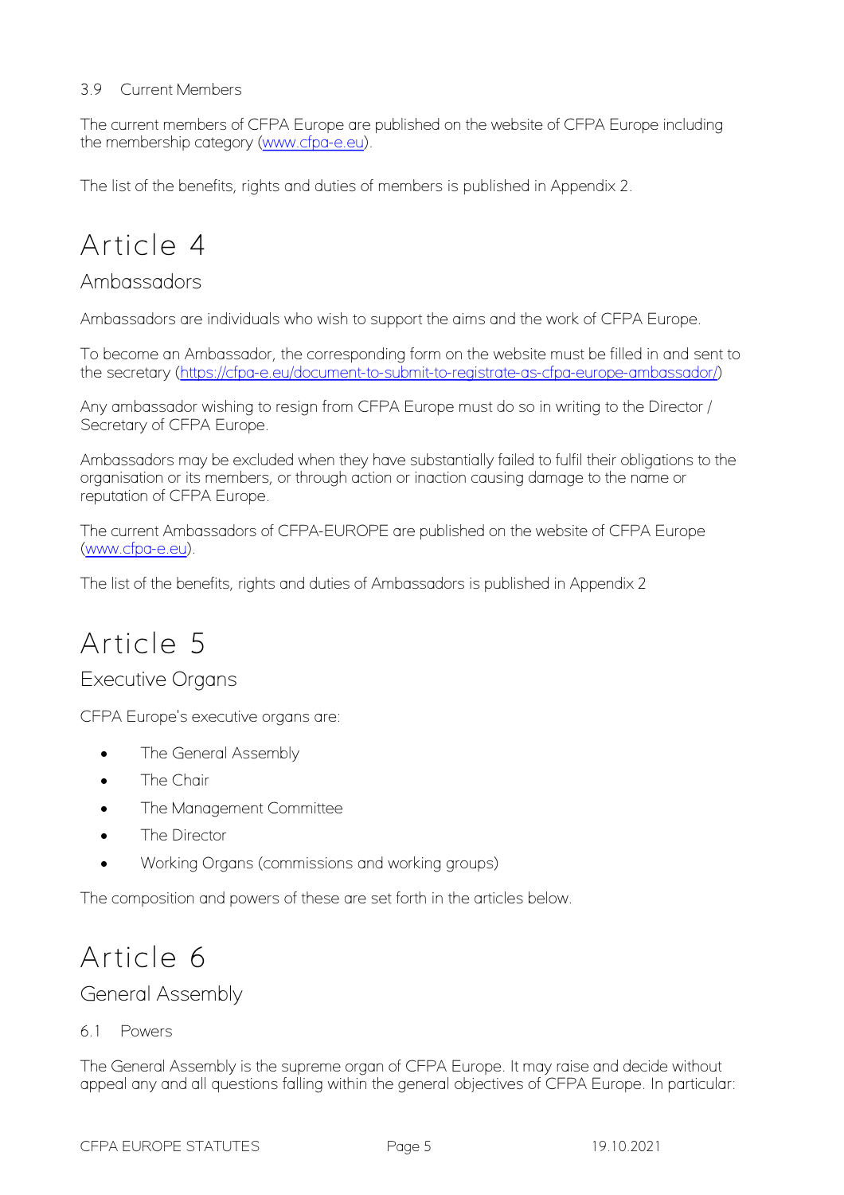### 3.9 Current Members

The current members of CFPA Europe are published on the website of CFPA Europe including the membership category ([www.cfpa-e.eu](www.cfpa-e.eu)).

The list of the benefits, rights and duties of members is published in Appendix 2.

# Article 4

## Ambassadors

Ambassadors are individuals who wish to support the aims and the work of CFPA Europe.

To become an Ambassador, the corresponding form on the website must be filled in and sent to the secretary ([https://cfpa-e.eu/document-to-submit-to-registrate-as-cfpa-europe-ambassador/](https://cfpa-e.eu/document-to-submit-to-registrate-as-cfpa-europe-ambassador/))

Any ambassador wishing to resign from CFPA Europe must do so in writing to the Director / Secretary of CFPA Europe.

Ambassadors may be excluded when they have substantially failed to fulfil their obligations to the organisation or its members, or through action or inaction causing damage to the name or reputation of CFPA Europe.

The current Ambassadors of CFPA-EUROPE are published on the website of CFPA Europe ([www.cfpa-e.eu](www.cfpa-e.eu)).

The list of the benefits, rights and duties of Ambassadors is published in Appendix 2

# Article 5

## Executive Organs

CFPA Europe's executive organs are:

- The General Assembly
- The Chair
- The Management Committee
- The Director
- Working Organs (commissions and working groups)

The composition and powers of these are set forth in the articles below.

# Article 6

## General Assembly

### 6.1 Powers

The General Assembly is the supreme organ of CFPA Europe. It may raise and decide without appeal any and all questions falling within the general objectives of CFPA Europe. In particular: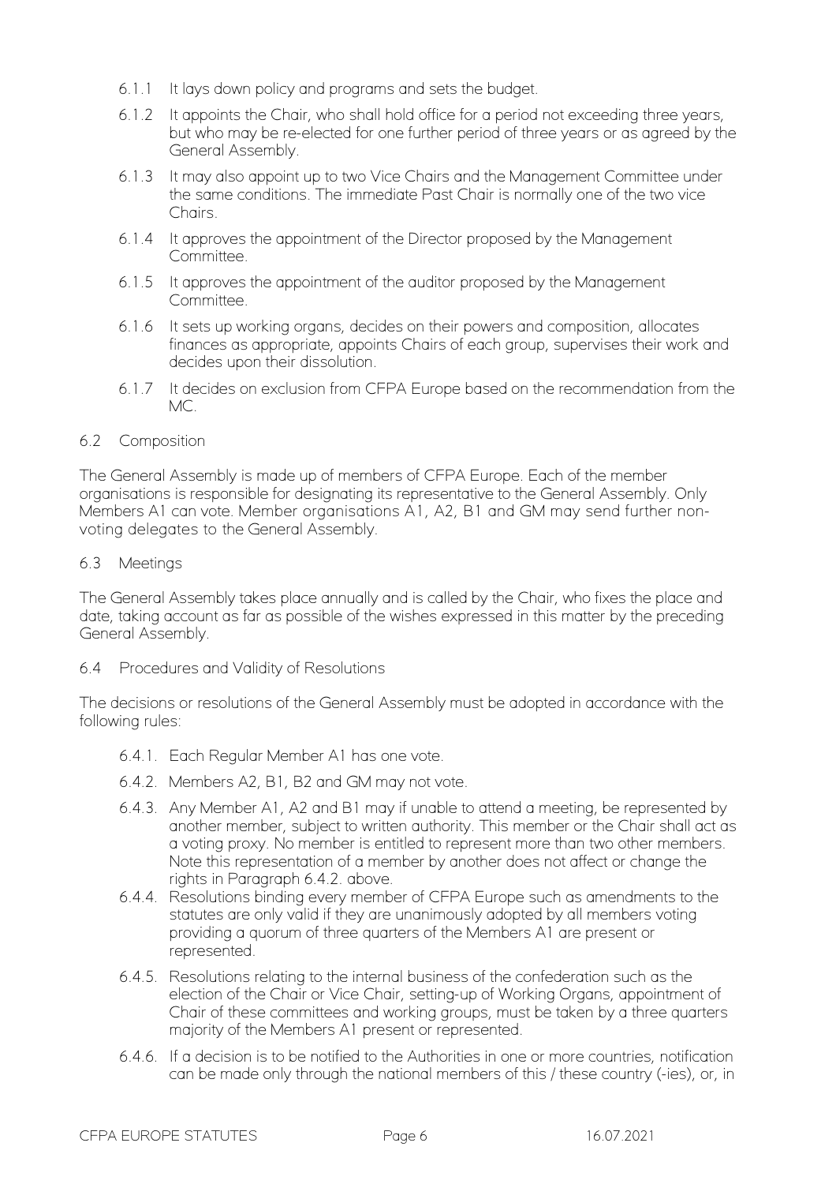6.1.1 It lays down policy and programs and sets the budget.

6.1.2 It appoints the Chair, who shall hold office for a period not exceeding three years, but who may be re-elected for one further period of three years or as agreed by the General Assembly.

6.1.3 It may also appoint up to two Vice Chairs and the Management Committee under the same conditions. The immediate Past Chair is normally one of the two vice Chairs.

6.1.4 It approves the appointment of the Director proposed by the Management Committee.

6.1.5 It approves the appointment of the auditor proposed by the Management Committee.

6.1.6 It sets up working organs, decides on their powers and composition, allocates finances as appropriate, appoints Chairs of each group, supervises their work and decides upon their dissolution.

6.1.7 It decides on exclusion from CFPA Europe based on the recommendation from the MC.

## 6.2 Composition

The General Assembly is made up of members of CFPA Europe. Each of the member organisations is responsible for designating its representative to the General Assembly. Only Members A1 can vote. Member organisations A1, A2, B1 and GM may send further non-voting delegates to the General Assembly.

## 6.3 Meetings

The General Assembly takes place annually and is called by the Chair, who fixes the place and date, taking account as far as possible of the wishes expressed in this matter by the preceding General Assembly.

## 6.4 Procedures and Validity of Resolutions

The decisions or resolutions of the General Assembly must be adopted in accordance with the following rules:

6.4.1. Each Regular Member A1 has one vote.

6.4.2. Members A2, B1, B2 and GM may not vote.

6.4.3. Any Member A1, A2 and B1 may if unable to attend a meeting, be represented by another member, subject to written authority. This member or the Chair shall act as a voting proxy. No member is entitled to represent more than two other members. Note this representation of a member by another does not affect or change the rights in Paragraph 6.4.2. above.

6.4.4. Resolutions binding every member of CFPA Europe such as amendments to the statutes are only valid if they are unanimously adopted by all members voting providing a quorum of three quarters of the Members A1 are present or represented.

6.4.5. Resolutions relating to the internal business of the confederation such as the election of the Chair or Vice Chair, setting-up of Working Organs, appointment of Chair of these committees and working groups, must be taken by a three quarters majority of the Members A1 present or represented.

6.4.6. If a decision is to be notified to the Authorities in one or more countries, notification can be made only through the national members of this / these country (-ies), or, in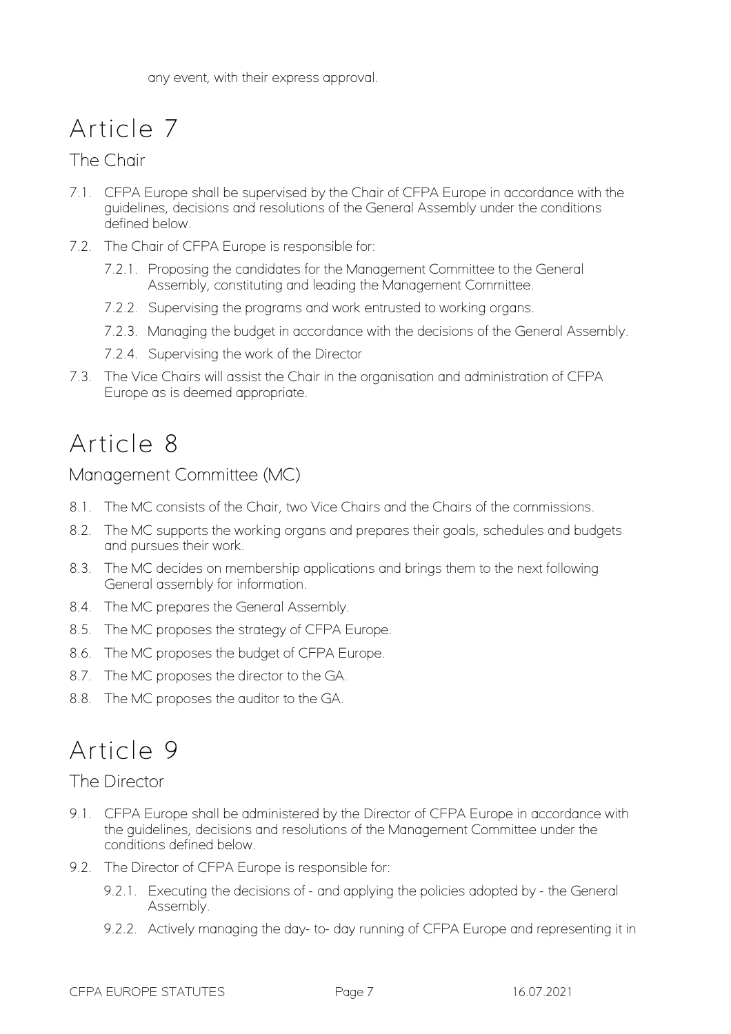any event, with their express approval.

# Article 7

## The Chair

7.1. CFPA Europe shall be supervised by the Chair of CFPA Europe in accordance with the guidelines, decisions and resolutions of the General Assembly under the conditions defined below.

7.2. The Chair of CFPA Europe is responsible for:

7.2.1. Proposing the candidates for the Management Committee to the General Assembly, constituting and leading the Management Committee.

7.2.2. Supervising the programs and work entrusted to working organs.

7.2.3. Managing the budget in accordance with the decisions of the General Assembly.

7.2.4. Supervising the work of the Director

7.3. The Vice Chairs will assist the Chair in the organisation and administration of CFPA Europe as is deemed appropriate.

# Article 8

## Management Committee (MC)

8.1. The MC consists of the Chair, two Vice Chairs and the Chairs of the commissions.

8.2. The MC supports the working organs and prepares their goals, schedules and budgets and pursues their work.

8.3. The MC decides on membership applications and brings them to the next following General assembly for information.

8.4. The MC prepares the General Assembly.

8.5. The MC proposes the strategy of CFPA Europe.

8.6. The MC proposes the budget of CFPA Europe.

8.7. The MC proposes the director to the GA.

8.8. The MC proposes the auditor to the GA.

# Article 9

## The Director

9.1. CFPA Europe shall be administered by the Director of CFPA Europe in accordance with the guidelines, decisions and resolutions of the Management Committee under the conditions defined below.

9.2. The Director of CFPA Europe is responsible for:

9.2.1. Executing the decisions of - and applying the policies adopted by - the General Assembly.

9.2.2. Actively managing the day- to- day running of CFPA Europe and representing it in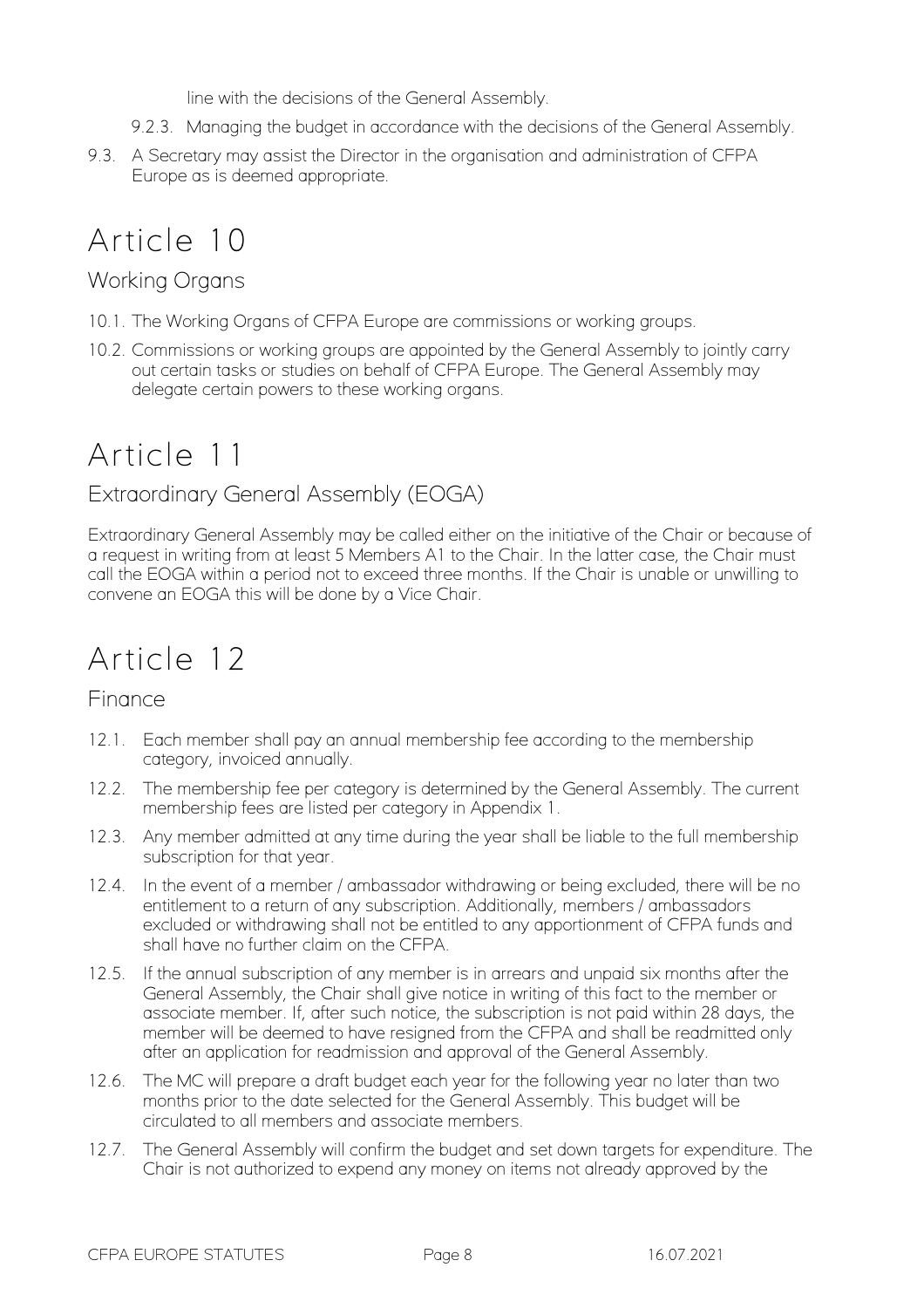line with the decisions of the General Assembly.

9.2.3. Managing the budget in accordance with the decisions of the General Assembly.

9.3. A Secretary may assist the Director in the organisation and administration of CFPA Europe as is deemed appropriate.

# Article 10

## Working Organs

10.1. The Working Organs of CFPA Europe are commissions or working groups.

10.2. Commissions or working groups are appointed by the General Assembly to jointly carry out certain tasks or studies on behalf of CFPA Europe. The General Assembly may delegate certain powers to these working organs.

# Article 11

## Extraordinary General Assembly (EOGA)

Extraordinary General Assembly may be called either on the initiative of the Chair or because of a request in writing from at least 5 Members A1 to the Chair. In the latter case, the Chair must call the EOGA within a period not to exceed three months. If the Chair is unable or unwilling to convene an EOGA this will be done by a Vice Chair.

# Article 12

## Finance

12.1. Each member shall pay an annual membership fee according to the membership category, invoiced annually.

12.2. The membership fee per category is determined by the General Assembly. The current membership fees are listed per category in Appendix 1.

12.3. Any member admitted at any time during the year shall be liable to the full membership subscription for that year.

12.4. In the event of a member / ambassador withdrawing or being excluded, there will be no entitlement to a return of any subscription. Additionally, members / ambassadors excluded or withdrawing shall not be entitled to any apportionment of CFPA funds and shall have no further claim on the CFPA.

12.5. If the annual subscription of any member is in arrears and unpaid six months after the General Assembly, the Chair shall give notice in writing of this fact to the member or associate member. If, after such notice, the subscription is not paid within 28 days, the member will be deemed to have resigned from the CFPA and shall be readmitted only after an application for readmission and approval of the General Assembly.

12.6. The MC will prepare a draft budget each year for the following year no later than two months prior to the date selected for the General Assembly. This budget will be circulated to all members and associate members.

12.7. The General Assembly will confirm the budget and set down targets for expenditure. The Chair is not authorized to expend any money on items not already approved by the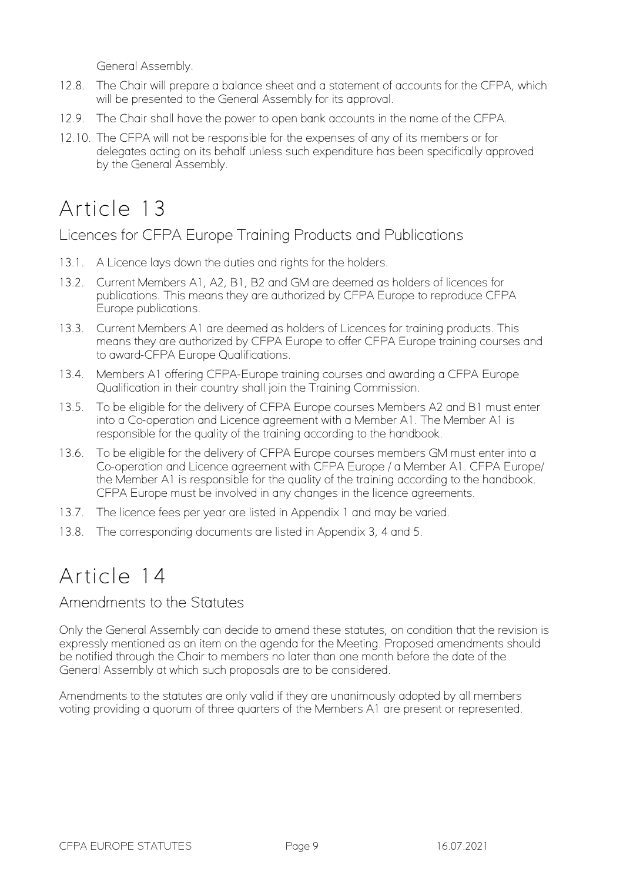General Assembly.

12.8. The Chair will prepare a balance sheet and a statement of accounts for the CFPA, which will be presented to the General Assembly for its approval.

12.9. The Chair shall have the power to open bank accounts in the name of the CFPA.

12.10. The CFPA will not be responsible for the expenses of any of its members or for delegates acting on its behalf unless such expenditure has been specifically approved by the General Assembly.

# Article 13

## Licences for CFPA Europe Training Products and Publications

13.1. A Licence lays down the duties and rights for the holders.

13.2. Current Members A1, A2, B1, B2 and GM are deemed as holders of licences for publications. This means they are authorized by CFPA Europe to reproduce CFPA Europe publications.

13.3. Current Members A1 are deemed as holders of Licences for training products. This means they are authorized by CFPA Europe to offer CFPA Europe training courses and to award-CFPA Europe Qualifications.

13.4. Members A1 offering CFPA-Europe training courses and awarding a CFPA Europe Qualification in their country shall join the Training Commission.

13.5. To be eligible for the delivery of CFPA Europe courses Members A2 and B1 must enter into a Co-operation and Licence agreement with a Member A1. The Member A1 is responsible for the quality of the training according to the handbook.

13.6. To be eligible for the delivery of CFPA Europe courses members GM must enter into a Co-operation and Licence agreement with CFPA Europe / a Member A1. CFPA Europe/ the Member A1 is responsible for the quality of the training according to the handbook. CFPA Europe must be involved in any changes in the licence agreements.

13.7. The licence fees per year are listed in Appendix 1 and may be varied.

13.8. The corresponding documents are listed in Appendix 3, 4 and 5.

# Article 14

## Amendments to the Statutes

Only the General Assembly can decide to amend these statutes, on condition that the revision is expressly mentioned as an item on the agenda for the Meeting. Proposed amendments should be notified through the Chair to members no later than one month before the date of the General Assembly at which such proposals are to be considered.

Amendments to the statutes are only valid if they are unanimously adopted by all members voting providing a quorum of three quarters of the Members A1 are present or represented.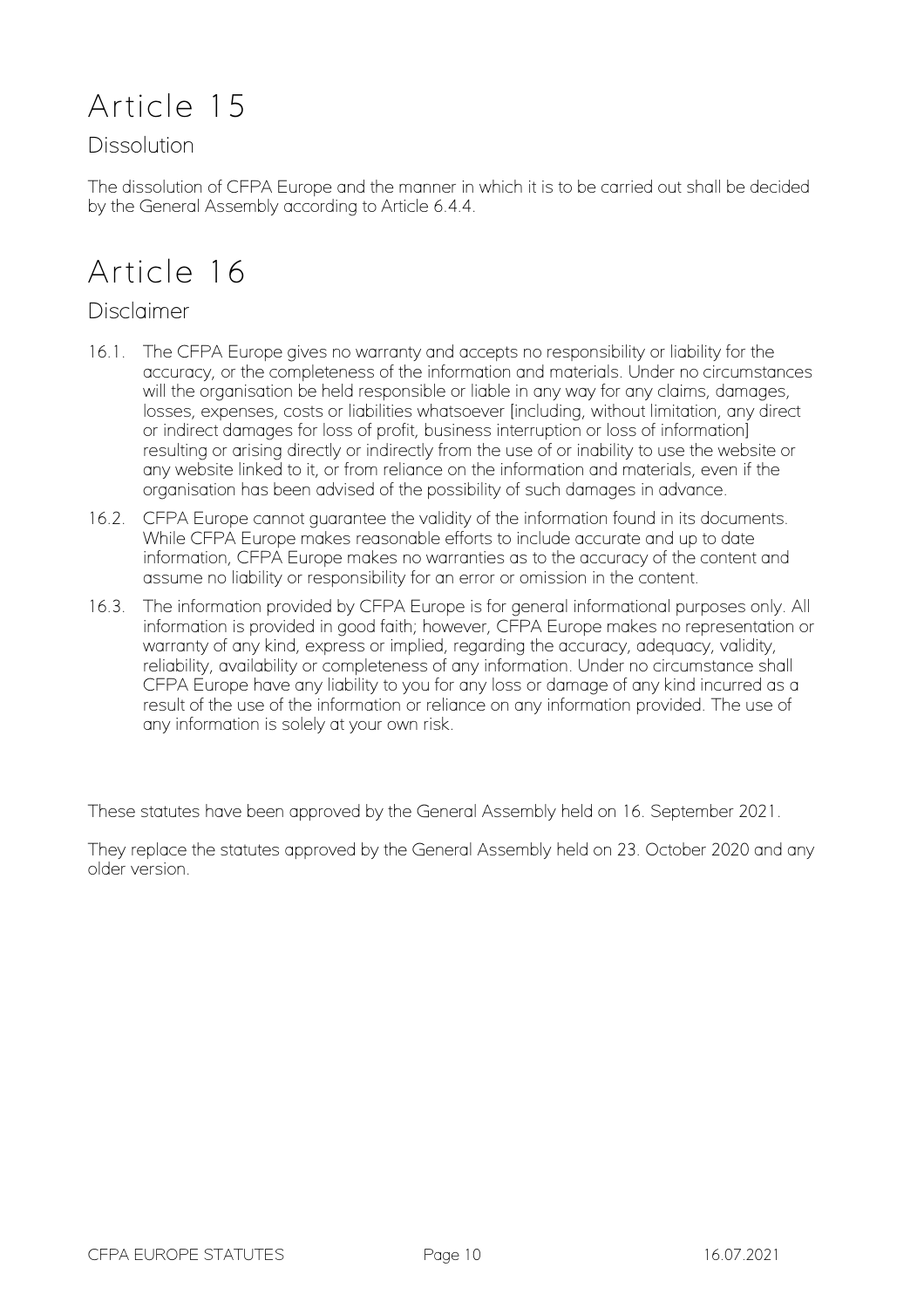# Article 15

## Dissolution

The dissolution of CFPA Europe and the manner in which it is to be carried out shall be decided by the General Assembly according to Article 6.4.4.

# Article 16

## Disclaimer

16.1. The CFPA Europe gives no warranty and accepts no responsibility or liability for the accuracy, or the completeness of the information and materials. Under no circumstances will the organisation be held responsible or liable in any way for any claims, damages, losses, expenses, costs or liabilities whatsoever [including, without limitation, any direct or indirect damages for loss of profit, business interruption or loss of information] resulting or arising directly or indirectly from the use of or inability to use the website or any website linked to it, or from reliance on the information and materials, even if the organisation has been advised of the possibility of such damages in advance.

16.2. CFPA Europe cannot guarantee the validity of the information found in its documents. While CFPA Europe makes reasonable efforts to include accurate and up to date information, CFPA Europe makes no warranties as to the accuracy of the content and assume no liability or responsibility for an error or omission in the content.

16.3. The information provided by CFPA Europe is for general informational purposes only. All information is provided in good faith; however, CFPA Europe makes no representation or warranty of any kind, express or implied, regarding the accuracy, adequacy, validity, reliability, availability or completeness of any information. Under no circumstance shall CFPA Europe have any liability to you for any loss or damage of any kind incurred as a result of the use of the information or reliance on any information provided. The use of any information is solely at your own risk.

These statutes have been approved by the General Assembly held on 16. September 2021.

They replace the statutes approved by the General Assembly held on 23. October 2020 and any older version.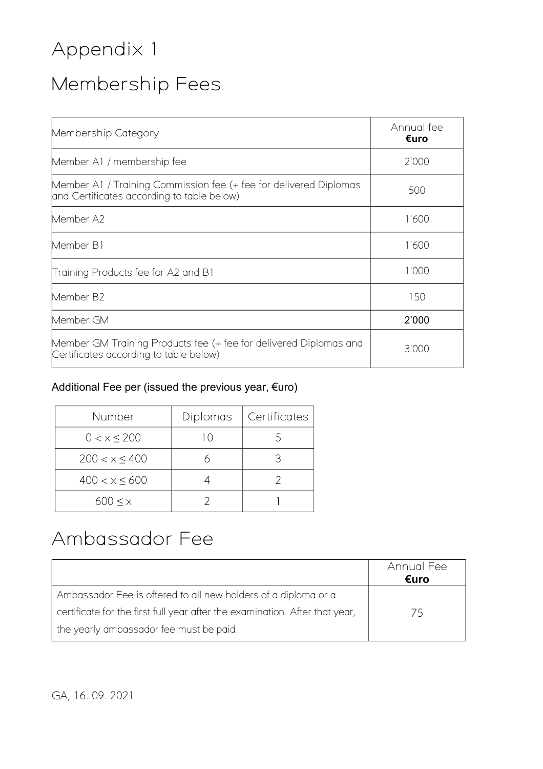# Appendix 1

# Membership Fees

| Membership Category | Annual fee **€uro** |
| --- | --- |
| Member A1 / membership fee | 2'000 |
| Member A1 / Training Commission fee (+ fee for delivered Diplomas and Certificates according to table below) | 500 |
| Member A2 | 1'600 |
| Member B1 | 1'600 |
| Training Products fee for A2 and B1 | 1'000 |
| Member B2 | 150 |
| Member GM | 2'000 |
| Member GM Training Products fee (+ fee for delivered Diplomas and Certificates according to table below) | 3'000 |

Additional Fee per (issued the previous year, €uro)

| Number | Diplomas | Certificates |
| --- | --- | --- |
| $0 < x \leq 200$ | 10 | 5 |
| $200 < x \leq 400$ | 6 | 3 |
| $400 < x \leq 600$ | 4 | 2 |
| $600 \leq x$ | 2 | 1 |

# Ambassador Fee

| | Annual Fee **€uro** |
| --- | --- |
| Ambassador Fee is offered to all new holders of a diploma or a certificate for the first full year after the examination. After that year, the yearly ambassador fee must be paid. | 75 |

GA, 16. 09. 2021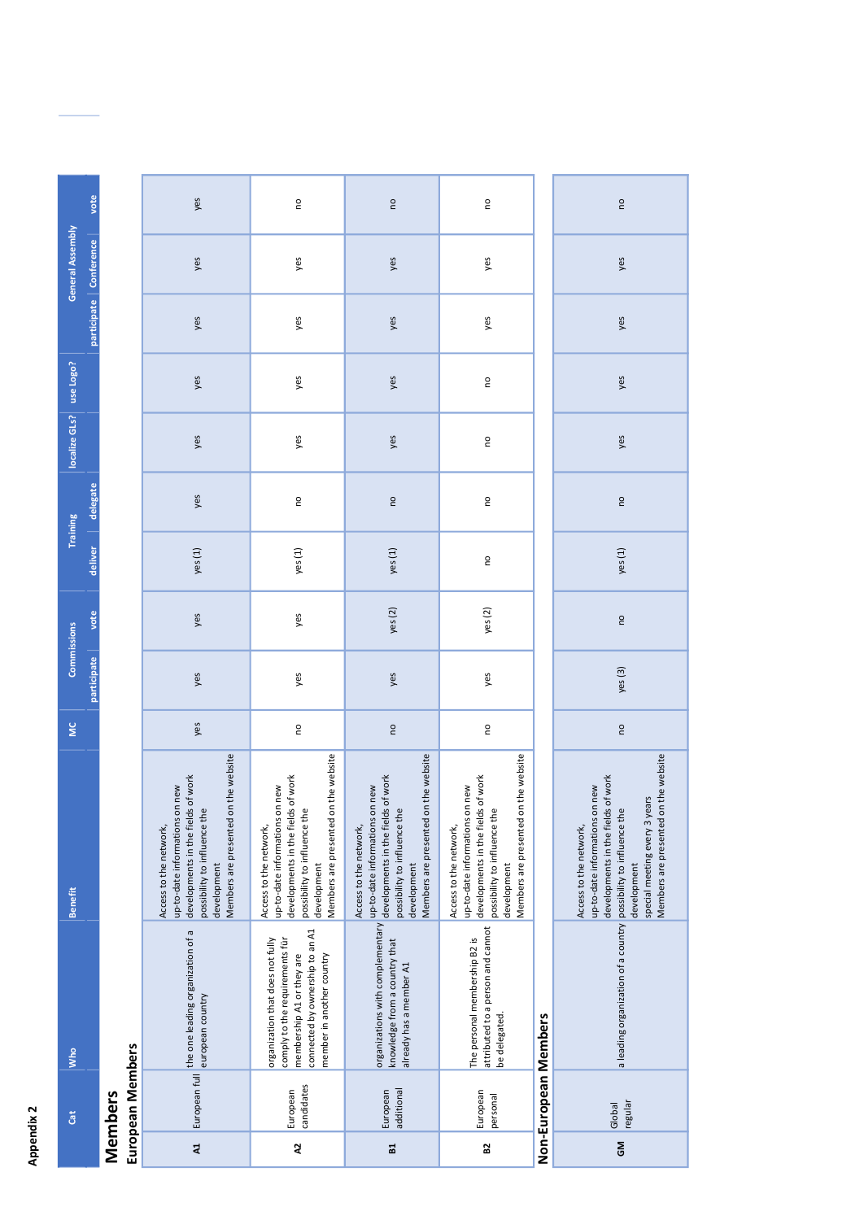Appendix 2

# Members

| | Cat | Who | Benefit | MC | Commissions | | Training | | localize GLs? | use Logo? | General Assembly | | |
|---|---|---|---|---|---|---|---|---|---|---|---|---|---|
| | | | | | participate | vote | deliver | delegate | | | participate | Conference | vote |
| **European Members** | | | | | | | | | | | | | |
| A1 | European full | the one leading organization of a european country | Access to the network, up-to-date informations on new developments in the fields of work possibility to influence the development Members are presented on the website | yes | yes | yes | yes (1) | yes | yes | yes | yes | yes | yes |
| A2 | European candidates | organization that does not fully comply to the requirements für membership A1 or they are connected by ownership to an A1 member in another country | Access to the network, up-to-date informations on new developments in the fields of work possibility to influence the development Members are presented on the website | no | yes | yes | yes (1) | no | yes | yes | yes | yes | no |
| B1 | European additional | organizations with complementary knowledge from a country that already has a member A1 | Access to the network, up-to-date informations on new developments in the fields of work possibility to influence the development Members are presented on the website | no | yes | yes (2) | yes (1) | no | yes | yes | yes | yes | no |
| B2 | European personal | The personal membership B2 is attributed to a person and cannot be delegated. | Access to the network, up-to-date informations on new developments in the fields of work possibility to influence the development Members are presented on the website | no | yes | yes (2) | no | no | no | no | yes | yes | no |
| **Non-European Members** | | | | | | | | | | | | | |
| GM | Global regular | a leading organization of a country | Access to the network, up-to-date informations on new developments in the fields of work possibility to influence the development special meeting every 3 years Members are presented on the website | no | yes (3) | no | yes (1) | no | yes | yes | yes | yes | no |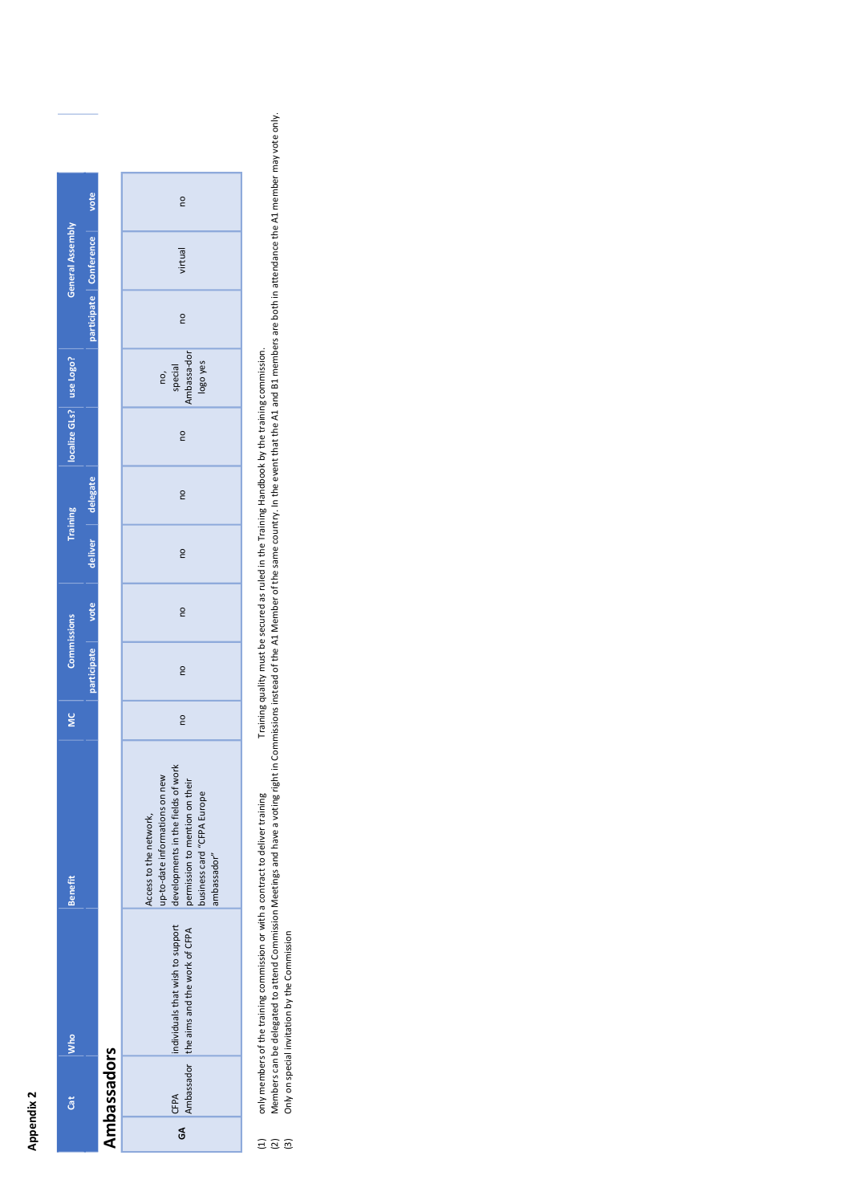**Appendix 2**

| Cat | Who | Benefit | MC | Commissions | | Training | | localize GLs? | use Logo? | General Assembly | | |
|---|---|---|---|---|---|---|---|---|---|---|---|---|
| | | | | participate | vote | deliver | delegate | | | participate | Conference | vote |
| **Ambassadors** | | | | | | | | | | | | |
| GA | CFPA Ambassador | individuals that wish to support the aims and the work of CFPA | Access to the network, up-to-date informations on new developments in the fields of work permission to mention on their business card "CFPA Europe ambassador" | no | no | no | no | no | no | no, special Ambassa-dor logo yes | no | virtual | no |

(1) only members of the training commission or with a contract to deliver training  Training quality must be secured as ruled in the Training Handbook by the training commission.
(2) Members can be delegated to attend Commission Meetings and have a voting right in Commissions instead of the A1 Member of the same country. In the event that the A1 and B1 members are both in attendance the A1 member may vote only.
(3) Only on special invitation by the Commission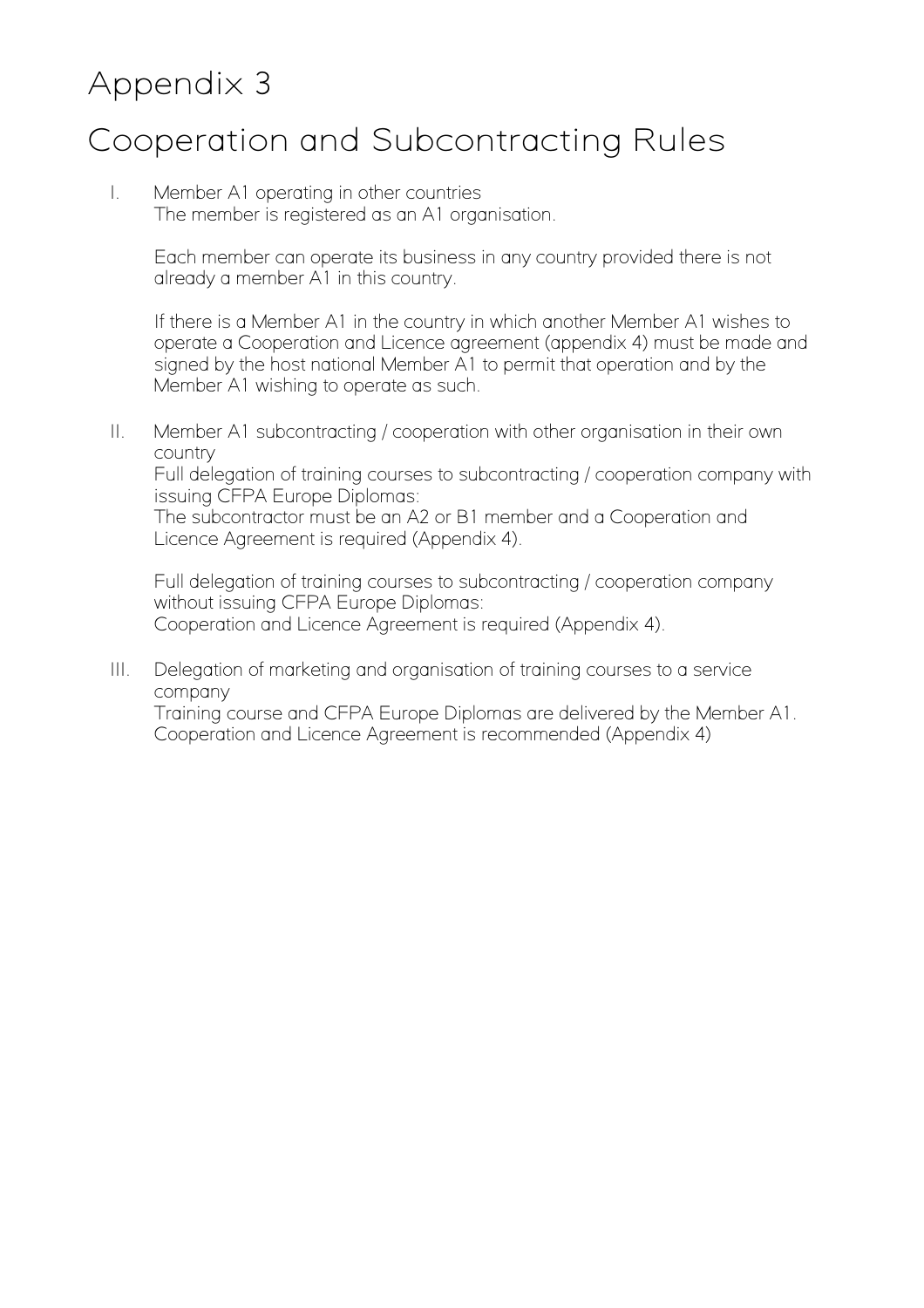# Appendix 3

# Cooperation and Subcontracting Rules

I. Member A1 operating in other countries
   The member is registered as an A1 organisation.

   Each member can operate its business in any country provided there is not already a member A1 in this country.

   If there is a Member A1 in the country in which another Member A1 wishes to operate a Cooperation and Licence agreement (appendix 4) must be made and signed by the host national Member A1 to permit that operation and by the Member A1 wishing to operate as such.

II. Member A1 subcontracting / cooperation with other organisation in their own country
   Full delegation of training courses to subcontracting / cooperation company with issuing CFPA Europe Diplomas:
   The subcontractor must be an A2 or B1 member and a Cooperation and Licence Agreement is required (Appendix 4).

   Full delegation of training courses to subcontracting / cooperation company without issuing CFPA Europe Diplomas:
   Cooperation and Licence Agreement is required (Appendix 4).

III. Delegation of marketing and organisation of training courses to a service company
   Training course and CFPA Europe Diplomas are delivered by the Member A1.
   Cooperation and Licence Agreement is recommended (Appendix 4)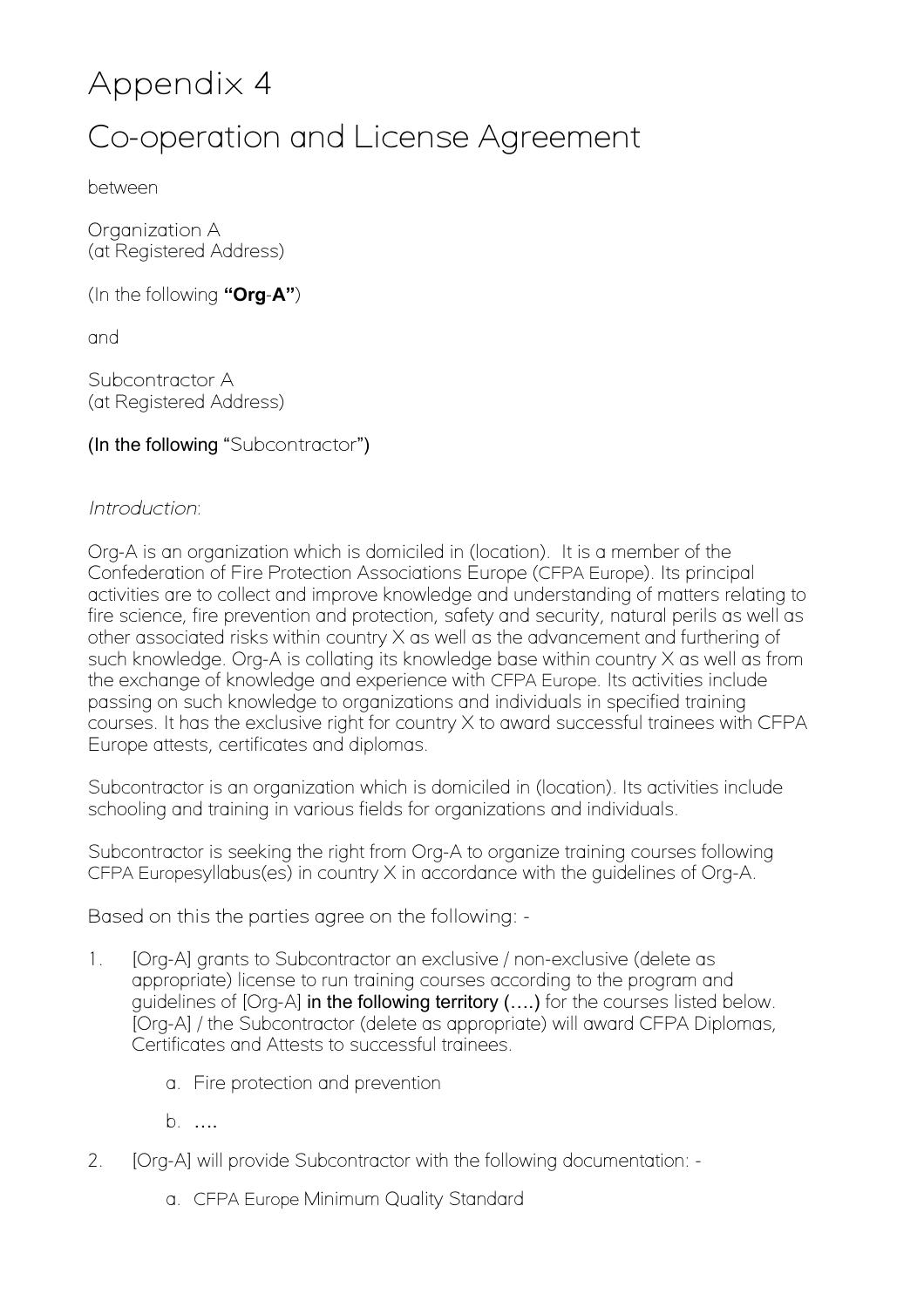# Appendix 4

# Co-operation and License Agreement

between

Organization A
(at Registered Address)

(In the following **"Org-A"**)

and

Subcontractor A
(at Registered Address)

(In the following "Subcontractor")

*Introduction*:

Org-A is an organization which is domiciled in (location). It is a member of the Confederation of Fire Protection Associations Europe (CFPA Europe). Its principal activities are to collect and improve knowledge and understanding of matters relating to fire science, fire prevention and protection, safety and security, natural perils as well as other associated risks within country X as well as the advancement and furthering of such knowledge. Org-A is collating its knowledge base within country X as well as from the exchange of knowledge and experience with CFPA Europe. Its activities include passing on such knowledge to organizations and individuals in specified training courses. It has the exclusive right for country X to award successful trainees with CFPA Europe attests, certificates and diplomas.

Subcontractor is an organization which is domiciled in (location). Its activities include schooling and training in various fields for organizations and individuals.

Subcontractor is seeking the right from Org-A to organize training courses following CFPA Europesyllabus(es) in country X in accordance with the guidelines of Org-A.

Based on this the parties agree on the following: -

1. [Org-A] grants to Subcontractor an exclusive / non-exclusive (delete as appropriate) license to run training courses according to the program and guidelines of [Org-A] in the following territory (….) for the courses listed below. [Org-A] / the Subcontractor (delete as appropriate) will award CFPA Diplomas, Certificates and Attests to successful trainees.
   a. Fire protection and prevention
   b. ….
2. [Org-A] will provide Subcontractor with the following documentation: -
   a. CFPA Europe Minimum Quality Standard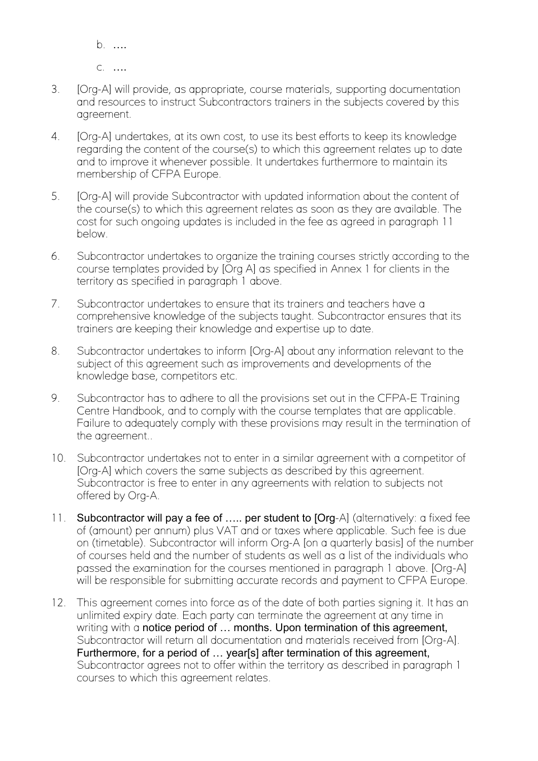b. ….

   c. ….

3. [Org-A] will provide, as appropriate, course materials, supporting documentation and resources to instruct Subcontractors trainers in the subjects covered by this agreement.

4. [Org-A] undertakes, at its own cost, to use its best efforts to keep its knowledge regarding the content of the course(s) to which this agreement relates up to date and to improve it whenever possible. It undertakes furthermore to maintain its membership of CFPA Europe.

5. [Org-A] will provide Subcontractor with updated information about the content of the course(s) to which this agreement relates as soon as they are available. The cost for such ongoing updates is included in the fee as agreed in paragraph 11 below.

6. Subcontractor undertakes to organize the training courses strictly according to the course templates provided by [Org A] as specified in Annex 1 for clients in the territory as specified in paragraph 1 above.

7. Subcontractor undertakes to ensure that its trainers and teachers have a comprehensive knowledge of the subjects taught. Subcontractor ensures that its trainers are keeping their knowledge and expertise up to date.

8. Subcontractor undertakes to inform [Org-A] about any information relevant to the subject of this agreement such as improvements and developments of the knowledge base, competitors etc.

9. Subcontractor has to adhere to all the provisions set out in the CFPA-E Training Centre Handbook, and to comply with the course templates that are applicable. Failure to adequately comply with these provisions may result in the termination of the agreement..

10. Subcontractor undertakes not to enter in a similar agreement with a competitor of [Org-A] which covers the same subjects as described by this agreement. Subcontractor is free to enter in any agreements with relation to subjects not offered by Org-A.

11. Subcontractor will pay a fee of ….. per student to [Org-A] (alternatively: a fixed fee of (amount) per annum) plus VAT and or taxes where applicable. Such fee is due on (timetable). Subcontractor will inform Org-A [on a quarterly basis] of the number of courses held and the number of students as well as a list of the individuals who passed the examination for the courses mentioned in paragraph 1 above. [Org-A] will be responsible for submitting accurate records and payment to CFPA Europe.

12. This agreement comes into force as of the date of both parties signing it. It has an unlimited expiry date. Each party can terminate the agreement at any time in writing with a notice period of … months. Upon termination of this agreement, Subcontractor will return all documentation and materials received from [Org-A]. Furthermore, for a period of … year[s] after termination of this agreement, Subcontractor agrees not to offer within the territory as described in paragraph 1 courses to which this agreement relates.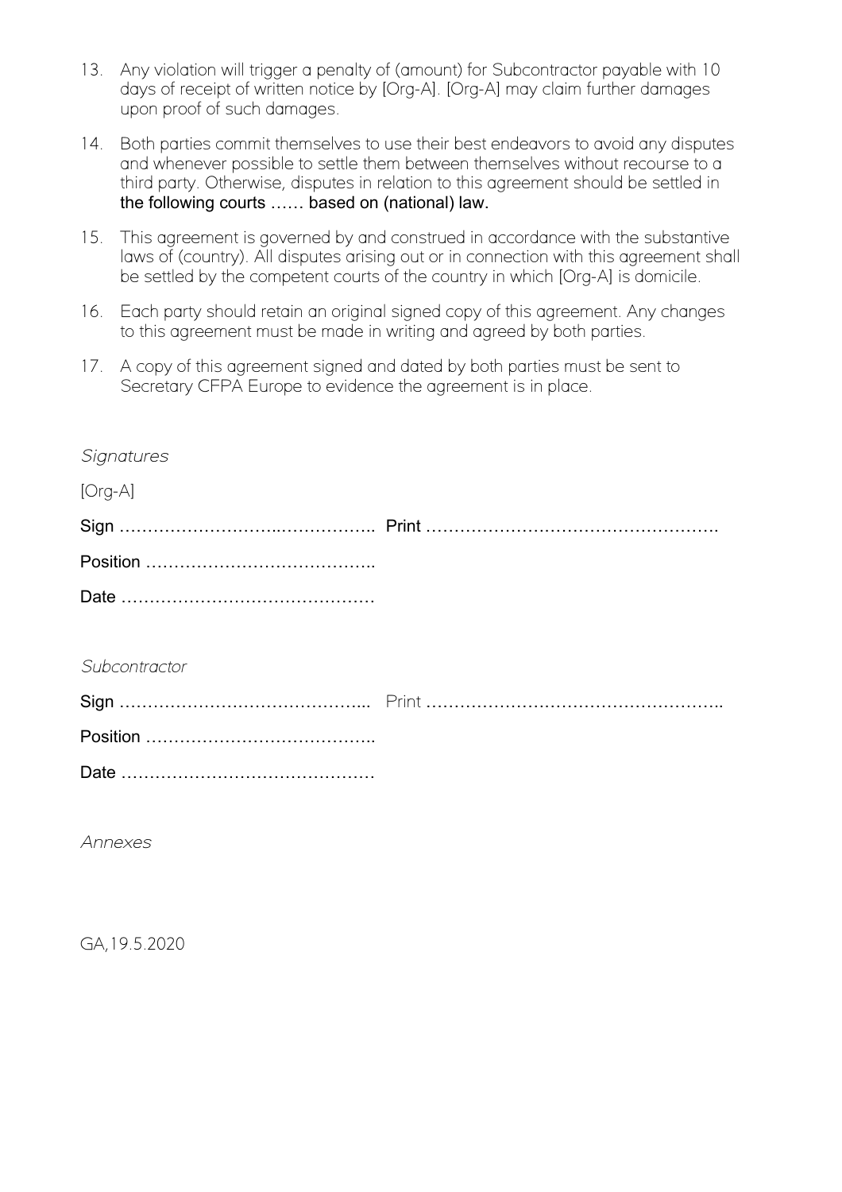13. Any violation will trigger a penalty of (amount) for Subcontractor payable with 10 days of receipt of written notice by [Org-A]. [Org-A] may claim further damages upon proof of such damages.

14. Both parties commit themselves to use their best endeavors to avoid any disputes and whenever possible to settle them between themselves without recourse to a third party. Otherwise, disputes in relation to this agreement should be settled in the following courts …… based on (national) law.

15. This agreement is governed by and construed in accordance with the substantive laws of (country). All disputes arising out or in connection with this agreement shall be settled by the competent courts of the country in which [Org-A] is domicile.

16. Each party should retain an original signed copy of this agreement. Any changes to this agreement must be made in writing and agreed by both parties.

17. A copy of this agreement signed and dated by both parties must be sent to Secretary CFPA Europe to evidence the agreement is in place.

*Signatures*

[Org-A]

Sign ………………………..…………….. Print …………………………………………….

Position …………………………………..

Date ………………………………………

*Subcontractor*

Sign …………………………………….... Print ……………………………………………..

Position …………………………………..

Date ………………………………………

*Annexes*

GA,19.5.2020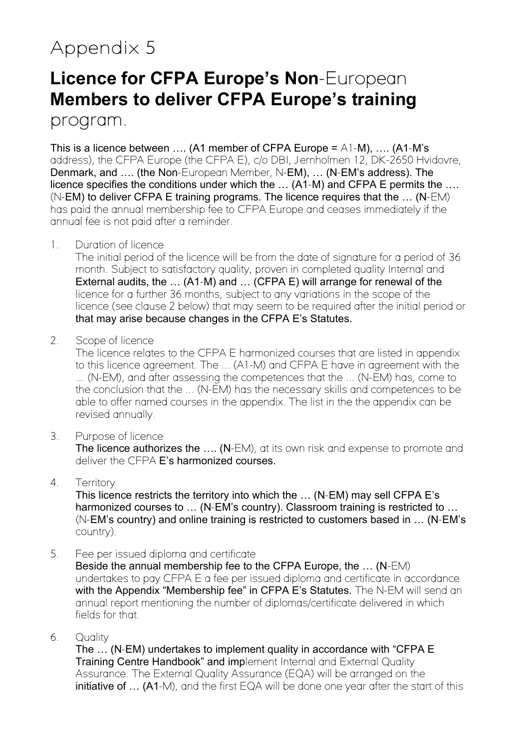# Appendix 5

## Licence for CFPA Europe's Non-European Members to deliver CFPA Europe's training program.

This is a licence between …. (A1 member of CFPA Europe = A1-M), …. (A1-M's address), the CFPA Europe (the CFPA E), c/o DBI, Jernholmen 12, DK-2650 Hvidovre, Denmark, and …. (the Non-European Member, N-EM), … (N-EM's address). The licence specifies the conditions under which the … (A1-M) and CFPA E permits the …. (N-EM) to deliver CFPA E training programs. The licence requires that the … (N-EM) has paid the annual membership fee to CFPA Europe and ceases immediately if the annual fee is not paid after a reminder.

1. Duration of licence
   The initial period of the licence will be from the date of signature for a period of 36 month. Subject to satisfactory quality, proven in completed quality Internal and External audits, the … (A1-M) and … (CFPA E) will arrange for renewal of the licence for a further 36 months, subject to any variations in the scope of the licence (see clause 2 below) that may seem to be required after the initial period or that may arise because changes in the CFPA E's Statutes.

2. Scope of licence
   The licence relates to the CFPA E harmonized courses that are listed in appendix to this licence agreement. The ... (A1-M) and CFPA E have in agreement with the ... (N-EM), and after assessing the competences that the ... (N-EM) has, come to the conclusion that the ... (N-EM) has the necessary skills and competences to be able to offer named courses in the appendix. The list in the the appendix can be revised annually.

3. Purpose of licence
   The licence authorizes the …. (N-EM), at its own risk and expense to promote and deliver the CFPA E's harmonized courses.

4. Territory
   This licence restricts the territory into which the … (N-EM) may sell CFPA E's harmonized courses to … (N-EM's country). Classroom training is restricted to … (N-EM's country) and online training is restricted to customers based in … (N-EM's country).

5. Fee per issued diploma and certificate
   Beside the annual membership fee to the CFPA Europe, the … (N-EM) undertakes to pay CFPA E a fee per issued diploma and certificate in accordance with the Appendix "Membership fee" in CFPA E's Statutes. The N-EM will send an annual report mentioning the number of diplomas/certificate delivered in which fields for that.

6. Quality
   The … (N-EM) undertakes to implement quality in accordance with "CFPA E Training Centre Handbook" and implement Internal and External Quality Assurance. The External Quality Assurance (EQA) will be arranged on the initiative of … (A1-M), and the first EQA will be done one year after the start of this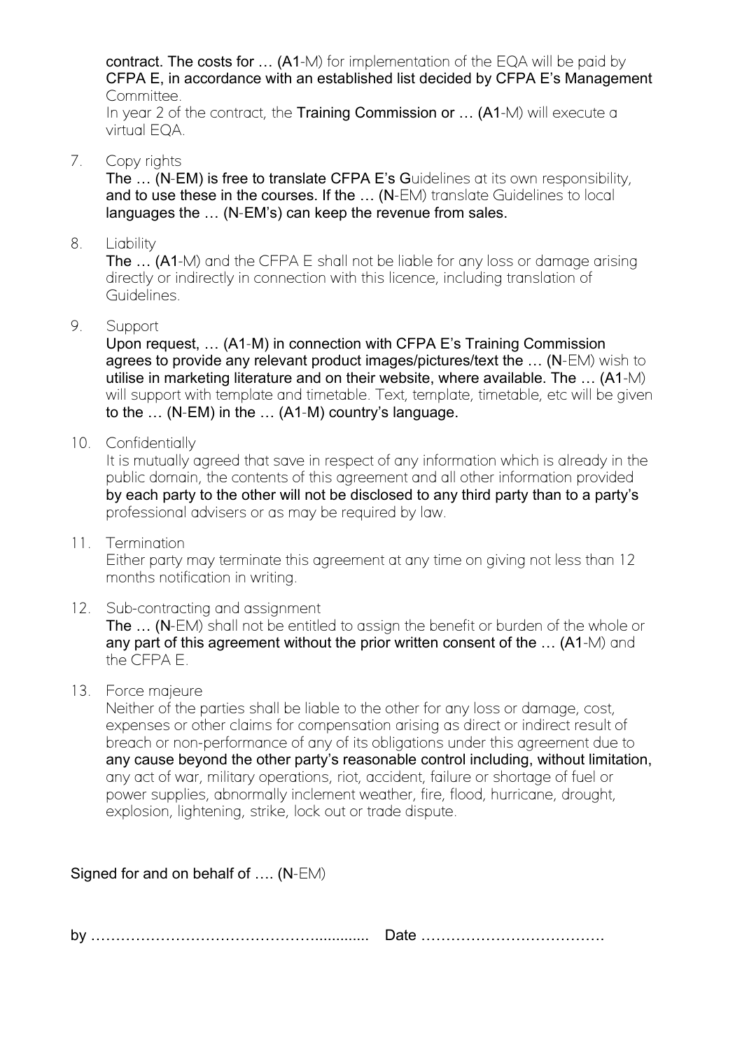contract. The costs for … (A1-M) for implementation of the EQA will be paid by CFPA E, in accordance with an established list decided by CFPA E's Management Committee.
In year 2 of the contract, the Training Commission or … (A1-M) will execute a virtual EQA.

7. Copy rights
   The … (N-EM) is free to translate CFPA E's Guidelines at its own responsibility, and to use these in the courses. If the … (N-EM) translate Guidelines to local languages the … (N-EM's) can keep the revenue from sales.

8. Liability
   The … (A1-M) and the CFPA E shall not be liable for any loss or damage arising directly or indirectly in connection with this licence, including translation of Guidelines.

9. Support
   Upon request, … (A1-M) in connection with CFPA E's Training Commission agrees to provide any relevant product images/pictures/text the … (N-EM) wish to utilise in marketing literature and on their website, where available. The … (A1-M) will support with template and timetable. Text, template, timetable, etc will be given to the … (N-EM) in the … (A1-M) country's language.

10. Confidentially
    It is mutually agreed that save in respect of any information which is already in the public domain, the contents of this agreement and all other information provided by each party to the other will not be disclosed to any third party than to a party's professional advisers or as may be required by law.

11. Termination
    Either party may terminate this agreement at any time on giving not less than 12 months notification in writing.

12. Sub-contracting and assignment
    The … (N-EM) shall not be entitled to assign the benefit or burden of the whole or any part of this agreement without the prior written consent of the … (A1-M) and the CFPA E.

13. Force majeure
    Neither of the parties shall be liable to the other for any loss or damage, cost, expenses or other claims for compensation arising as direct or indirect result of breach or non-performance of any of its obligations under this agreement due to any cause beyond the other party's reasonable control including, without limitation, any act of war, military operations, riot, accident, failure or shortage of fuel or power supplies, abnormally inclement weather, fire, flood, hurricane, drought, explosion, lightening, strike, lock out or trade dispute.

Signed for and on behalf of …. (N-EM)

by …………………………………….............. Date ……………………………….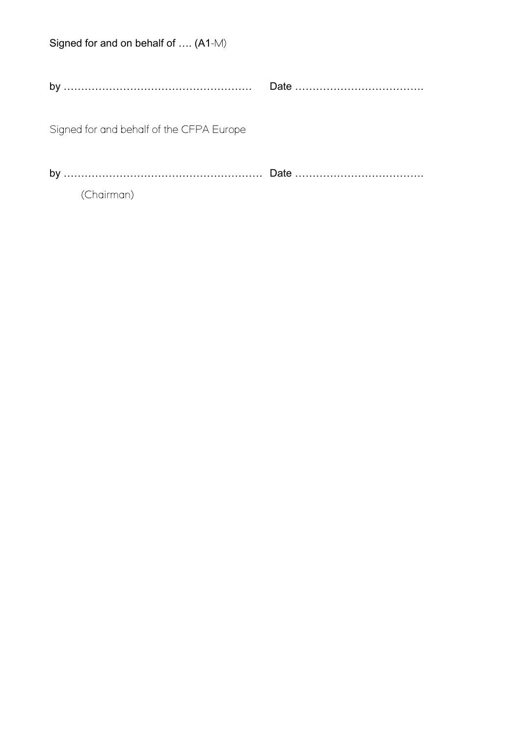Signed for and on behalf of …. (A1-M)

by ………………………………………………  Date ……………………………….

Signed for and behalf of the CFPA Europe

by …………………………………………………  Date ……………………………….

(Chairman)